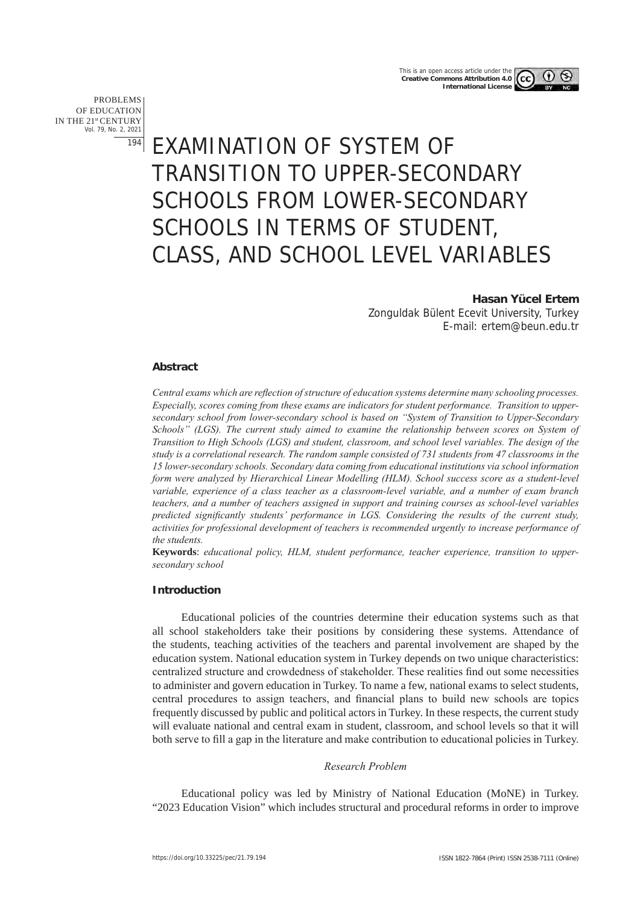# EXAMINATION OF SYSTEM OF TRANSITION TO UPPER-SECONDARY SCHOOLS FROM LOWER-SECONDARY SCHOOLS IN TERMS OF STUDENT, CLASS, AND SCHOOL LEVEL VARIABLES

**Hasan Yücel Ertem**
Zonguldak Bülent Ecevit University, Turkey
E-mail: ertem@beun.edu.tr

### Abstract

*Central exams which are reflection of structure of education systems determine many schooling processes. Especially, scores coming from these exams are indicators for student performance. Transition to upper-secondary school from lower-secondary school is based on "System of Transition to Upper-Secondary Schools" (LGS). The current study aimed to examine the relationship between scores on System of Transition to High Schools (LGS) and student, classroom, and school level variables. The design of the study is a correlational research. The random sample consisted of 731 students from 47 classrooms in the 15 lower-secondary schools. Secondary data coming from educational institutions via school information form were analyzed by Hierarchical Linear Modelling (HLM). School success score as a student-level variable, experience of a class teacher as a classroom-level variable, and a number of exam branch teachers, and a number of teachers assigned in support and training courses as school-level variables predicted significantly students' performance in LGS. Considering the results of the current study, activities for professional development of teachers is recommended urgently to increase performance of the students.*

**Keywords**: *educational policy, HLM, student performance, teacher experience, transition to upper-secondary school*

### Introduction

Educational policies of the countries determine their education systems such as that all school stakeholders take their positions by considering these systems. Attendance of the students, teaching activities of the teachers and parental involvement are shaped by the education system. National education system in Turkey depends on two unique characteristics: centralized structure and crowdedness of stakeholder. These realities find out some necessities to administer and govern education in Turkey. To name a few, national exams to select students, central procedures to assign teachers, and financial plans to build new schools are topics frequently discussed by public and political actors in Turkey. In these respects, the current study will evaluate national and central exam in student, classroom, and school levels so that it will both serve to fill a gap in the literature and make contribution to educational policies in Turkey.

*Research Problem*

Educational policy was led by Ministry of National Education (MoNE) in Turkey. "2023 Education Vision" which includes structural and procedural reforms in order to improve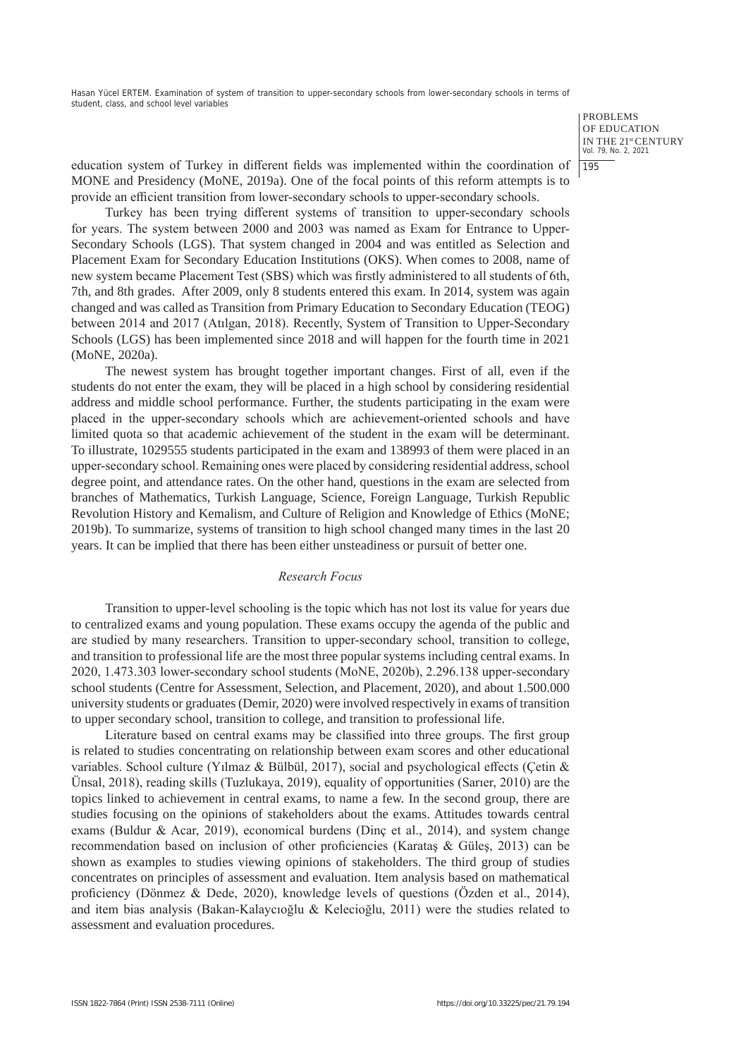education system of Turkey in different fields was implemented within the coordination of MONE and Presidency (MoNE, 2019a). One of the focal points of this reform attempts is to provide an efficient transition from lower-secondary schools to upper-secondary schools.

Turkey has been trying different systems of transition to upper-secondary schools for years. The system between 2000 and 2003 was named as Exam for Entrance to Upper-Secondary Schools (LGS). That system changed in 2004 and was entitled as Selection and Placement Exam for Secondary Education Institutions (OKS). When comes to 2008, name of new system became Placement Test (SBS) which was firstly administered to all students of 6th, 7th, and 8th grades. After 2009, only 8 students entered this exam. In 2014, system was again changed and was called as Transition from Primary Education to Secondary Education (TEOG) between 2014 and 2017 (Atılgan, 2018). Recently, System of Transition to Upper-Secondary Schools (LGS) has been implemented since 2018 and will happen for the fourth time in 2021 (MoNE, 2020a).

The newest system has brought together important changes. First of all, even if the students do not enter the exam, they will be placed in a high school by considering residential address and middle school performance. Further, the students participating in the exam were placed in the upper-secondary schools which are achievement-oriented schools and have limited quota so that academic achievement of the student in the exam will be determinant. To illustrate, 1029555 students participated in the exam and 138993 of them were placed in an upper-secondary school. Remaining ones were placed by considering residential address, school degree point, and attendance rates. On the other hand, questions in the exam are selected from branches of Mathematics, Turkish Language, Science, Foreign Language, Turkish Republic Revolution History and Kemalism, and Culture of Religion and Knowledge of Ethics (MoNE; 2019b). To summarize, systems of transition to high school changed many times in the last 20 years. It can be implied that there has been either unsteadiness or pursuit of better one.

*Research Focus*

Transition to upper-level schooling is the topic which has not lost its value for years due to centralized exams and young population. These exams occupy the agenda of the public and are studied by many researchers. Transition to upper-secondary school, transition to college, and transition to professional life are the most three popular systems including central exams. In 2020, 1.473.303 lower-secondary school students (MoNE, 2020b), 2.296.138 upper-secondary school students (Centre for Assessment, Selection, and Placement, 2020), and about 1.500.000 university students or graduates (Demir, 2020) were involved respectively in exams of transition to upper secondary school, transition to college, and transition to professional life.

Literature based on central exams may be classified into three groups. The first group is related to studies concentrating on relationship between exam scores and other educational variables. School culture (Yılmaz & Bülbül, 2017), social and psychological effects (Çetin & Ünsal, 2018), reading skills (Tuzlukaya, 2019), equality of opportunities (Sarıer, 2010) are the topics linked to achievement in central exams, to name a few. In the second group, there are studies focusing on the opinions of stakeholders about the exams. Attitudes towards central exams (Buldur & Acar, 2019), economical burdens (Dinç et al., 2014), and system change recommendation based on inclusion of other proficiencies (Karataş & Güleş, 2013) can be shown as examples to studies viewing opinions of stakeholders. The third group of studies concentrates on principles of assessment and evaluation. Item analysis based on mathematical proficiency (Dönmez & Dede, 2020), knowledge levels of questions (Özden et al., 2014), and item bias analysis (Bakan-Kalaycıoğlu & Kelecioğlu, 2011) were the studies related to assessment and evaluation procedures.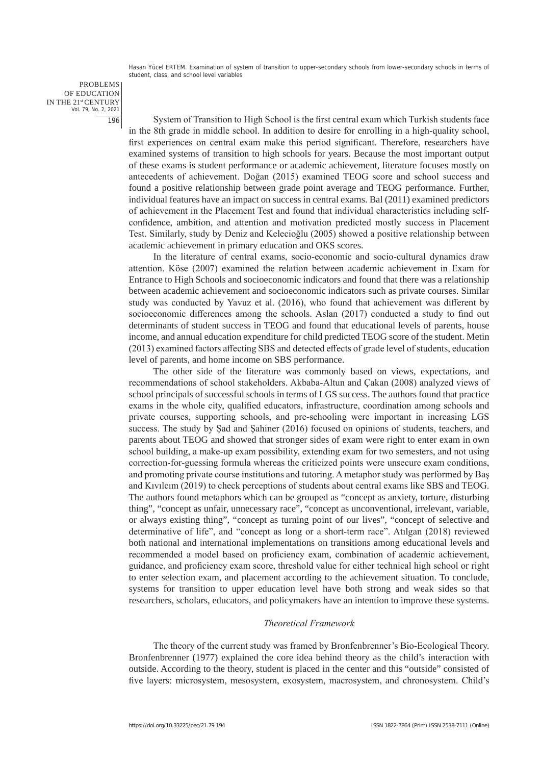System of Transition to High School is the first central exam which Turkish students face in the 8th grade in middle school. In addition to desire for enrolling in a high-quality school, first experiences on central exam make this period significant. Therefore, researchers have examined systems of transition to high schools for years. Because the most important output of these exams is student performance or academic achievement, literature focuses mostly on antecedents of achievement. Doğan (2015) examined TEOG score and school success and found a positive relationship between grade point average and TEOG performance. Further, individual features have an impact on success in central exams. Bal (2011) examined predictors of achievement in the Placement Test and found that individual characteristics including self-confidence, ambition, and attention and motivation predicted mostly success in Placement Test. Similarly, study by Deniz and Kelecioğlu (2005) showed a positive relationship between academic achievement in primary education and OKS scores.

In the literature of central exams, socio-economic and socio-cultural dynamics draw attention. Köse (2007) examined the relation between academic achievement in Exam for Entrance to High Schools and socioeconomic indicators and found that there was a relationship between academic achievement and socioeconomic indicators such as private courses. Similar study was conducted by Yavuz et al. (2016), who found that achievement was different by socioeconomic differences among the schools. Aslan (2017) conducted a study to find out determinants of student success in TEOG and found that educational levels of parents, house income, and annual education expenditure for child predicted TEOG score of the student. Metin (2013) examined factors affecting SBS and detected effects of grade level of students, education level of parents, and home income on SBS performance.

The other side of the literature was commonly based on views, expectations, and recommendations of school stakeholders. Akbaba-Altun and Çakan (2008) analyzed views of school principals of successful schools in terms of LGS success. The authors found that practice exams in the whole city, qualified educators, infrastructure, coordination among schools and private courses, supporting schools, and pre-schooling were important in increasing LGS success. The study by Şad and Şahiner (2016) focused on opinions of students, teachers, and parents about TEOG and showed that stronger sides of exam were right to enter exam in own school building, a make-up exam possibility, extending exam for two semesters, and not using correction-for-guessing formula whereas the criticized points were unsecure exam conditions, and promoting private course institutions and tutoring. A metaphor study was performed by Baş and Kıvılcım (2019) to check perceptions of students about central exams like SBS and TEOG. The authors found metaphors which can be grouped as "concept as anxiety, torture, disturbing thing", "concept as unfair, unnecessary race", "concept as unconventional, irrelevant, variable, or always existing thing", "concept as turning point of our lives", "concept of selective and determinative of life", and "concept as long or a short-term race". Atılgan (2018) reviewed both national and international implementations on transitions among educational levels and recommended a model based on proficiency exam, combination of academic achievement, guidance, and proficiency exam score, threshold value for either technical high school or right to enter selection exam, and placement according to the achievement situation. To conclude, systems for transition to upper education level have both strong and weak sides so that researchers, scholars, educators, and policymakers have an intention to improve these systems.

### *Theoretical Framework*

The theory of the current study was framed by Bronfenbrenner's Bio-Ecological Theory. Bronfenbrenner (1977) explained the core idea behind theory as the child's interaction with outside. According to the theory, student is placed in the center and this "outside" consisted of five layers: microsystem, mesosystem, exosystem, macrosystem, and chronosystem. Child's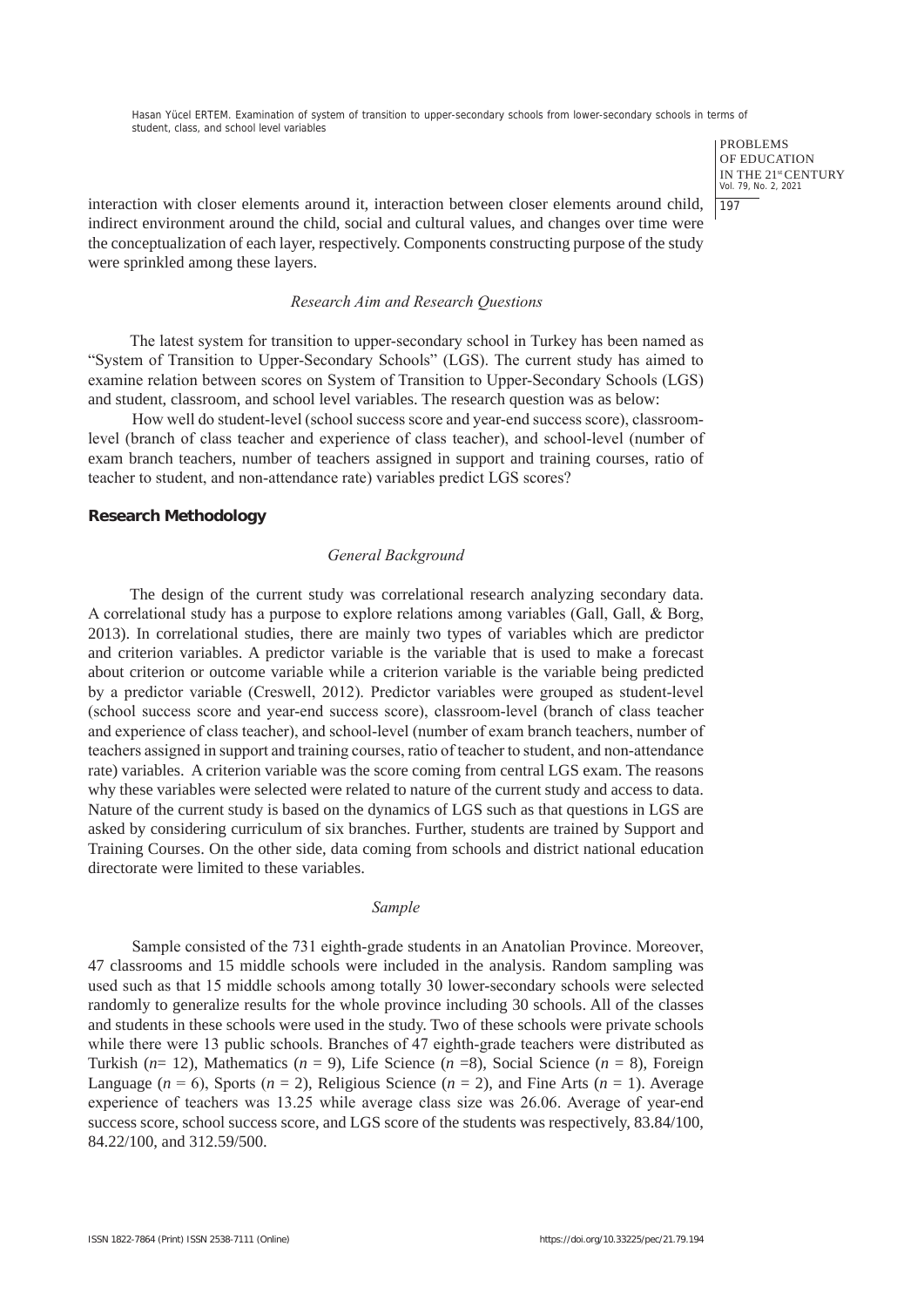interaction with closer elements around it, interaction between closer elements around child, indirect environment around the child, social and cultural values, and changes over time were the conceptualization of each layer, respectively. Components constructing purpose of the study were sprinkled among these layers.

### *Research Aim and Research Questions*

The latest system for transition to upper-secondary school in Turkey has been named as "System of Transition to Upper-Secondary Schools" (LGS). The current study has aimed to examine relation between scores on System of Transition to Upper-Secondary Schools (LGS) and student, classroom, and school level variables. The research question was as below:

How well do student-level (school success score and year-end success score), classroom-level (branch of class teacher and experience of class teacher), and school-level (number of exam branch teachers, number of teachers assigned in support and training courses, ratio of teacher to student, and non-attendance rate) variables predict LGS scores?

## **Research Methodology**

### *General Background*

The design of the current study was correlational research analyzing secondary data. A correlational study has a purpose to explore relations among variables (Gall, Gall, & Borg, 2013). In correlational studies, there are mainly two types of variables which are predictor and criterion variables. A predictor variable is the variable that is used to make a forecast about criterion or outcome variable while a criterion variable is the variable being predicted by a predictor variable (Creswell, 2012). Predictor variables were grouped as student-level (school success score and year-end success score), classroom-level (branch of class teacher and experience of class teacher), and school-level (number of exam branch teachers, number of teachers assigned in support and training courses, ratio of teacher to student, and non-attendance rate) variables. A criterion variable was the score coming from central LGS exam. The reasons why these variables were selected were related to nature of the current study and access to data. Nature of the current study is based on the dynamics of LGS such as that questions in LGS are asked by considering curriculum of six branches. Further, students are trained by Support and Training Courses. On the other side, data coming from schools and district national education directorate were limited to these variables.

### *Sample*

Sample consisted of the 731 eighth-grade students in an Anatolian Province. Moreover, 47 classrooms and 15 middle schools were included in the analysis. Random sampling was used such as that 15 middle schools among totally 30 lower-secondary schools were selected randomly to generalize results for the whole province including 30 schools. All of the classes and students in these schools were used in the study. Two of these schools were private schools while there were 13 public schools. Branches of 47 eighth-grade teachers were distributed as Turkish ($n$= 12), Mathematics ($n$ = 9), Life Science ($n$ =8), Social Science ($n$ = 8), Foreign Language ($n$ = 6), Sports ($n$ = 2), Religious Science ($n$ = 2), and Fine Arts ($n$ = 1). Average experience of teachers was 13.25 while average class size was 26.06. Average of year-end success score, school success score, and LGS score of the students was respectively, 83.84/100, 84.22/100, and 312.59/500.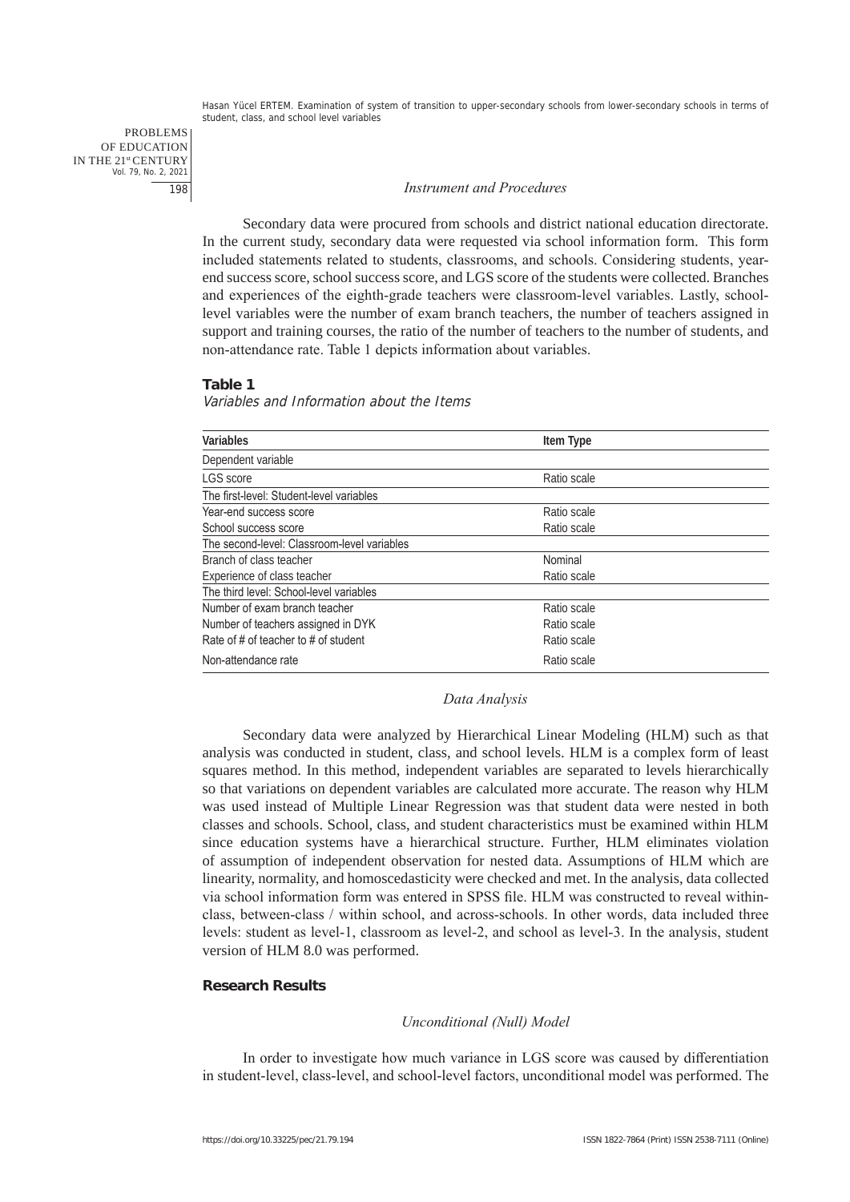### *Instrument and Procedures*

Secondary data were procured from schools and district national education directorate. In the current study, secondary data were requested via school information form. This form included statements related to students, classrooms, and schools. Considering students, year-end success score, school success score, and LGS score of the students were collected. Branches and experiences of the eighth-grade teachers were classroom-level variables. Lastly, school-level variables were the number of exam branch teachers, the number of teachers assigned in support and training courses, the ratio of the number of teachers to the number of students, and non-attendance rate. Table 1 depicts information about variables.

**Table 1**

*Variables and Information about the Items*

| Variables | Item Type |
|---|---|
| Dependent variable | |
| LGS score | Ratio scale |
| The first-level: Student-level variables | |
| Year-end success score | Ratio scale |
| School success score | Ratio scale |
| The second-level: Classroom-level variables | |
| Branch of class teacher | Nominal |
| Experience of class teacher | Ratio scale |
| The third level: School-level variables | |
| Number of exam branch teacher | Ratio scale |
| Number of teachers assigned in DYK | Ratio scale |
| Rate of # of teacher to # of student | Ratio scale |
| Non-attendance rate | Ratio scale |

### *Data Analysis*

Secondary data were analyzed by Hierarchical Linear Modeling (HLM) such as that analysis was conducted in student, class, and school levels. HLM is a complex form of least squares method. In this method, independent variables are separated to levels hierarchically so that variations on dependent variables are calculated more accurate. The reason why HLM was used instead of Multiple Linear Regression was that student data were nested in both classes and schools. School, class, and student characteristics must be examined within HLM since education systems have a hierarchical structure. Further, HLM eliminates violation of assumption of independent observation for nested data. Assumptions of HLM which are linearity, normality, and homoscedasticity were checked and met. In the analysis, data collected via school information form was entered in SPSS file. HLM was constructed to reveal within-class, between-class / within school, and across-schools. In other words, data included three levels: student as level-1, classroom as level-2, and school as level-3. In the analysis, student version of HLM 8.0 was performed.

## Research Results

### *Unconditional (Null) Model*

In order to investigate how much variance in LGS score was caused by differentiation in student-level, class-level, and school-level factors, unconditional model was performed. The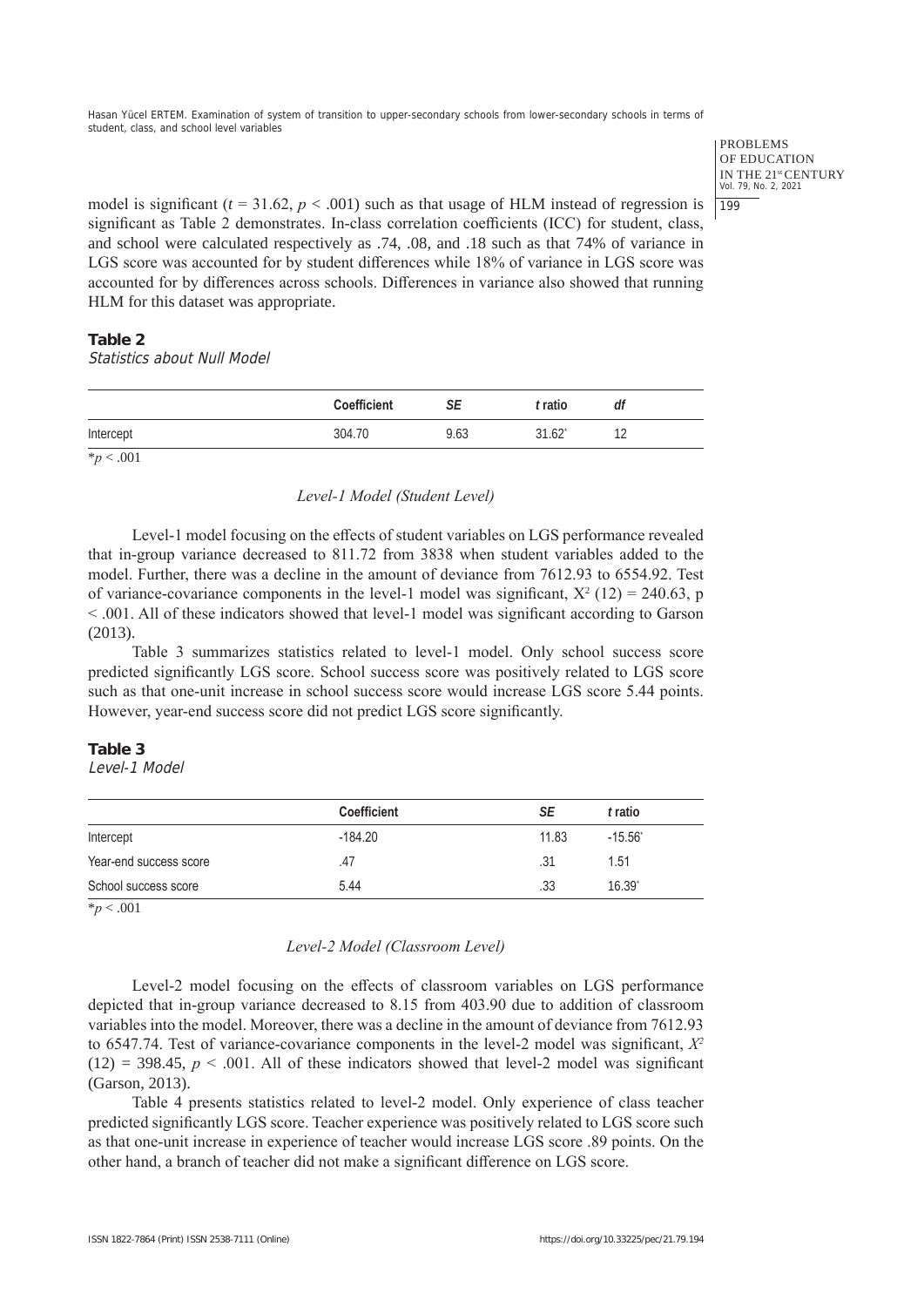model is significant ($t$ = 31.62, $p$ < .001) such as that usage of HLM instead of regression is significant as Table 2 demonstrates. In-class correlation coefficients (ICC) for student, class, and school were calculated respectively as .74, .08, and .18 such as that 74% of variance in LGS score was accounted for by student differences while 18% of variance in LGS score was accounted for by differences across schools. Differences in variance also showed that running HLM for this dataset was appropriate.

**Table 2**
*Statistics about Null Model*

| | Coefficient | *SE* | *t* ratio | *df* |
|---|---|---|---|---|
| Intercept | 304.70 | 9.63 | 31.62* | 12 |

*$p$ < .001

*Level-1 Model (Student Level)*

Level-1 model focusing on the effects of student variables on LGS performance revealed that in-group variance decreased to 811.72 from 3838 when student variables added to the model. Further, there was a decline in the amount of deviance from 7612.93 to 6554.92. Test of variance-covariance components in the level-1 model was significant, $X^2$ (12) = 240.63, p < .001. All of these indicators showed that level-1 model was significant according to Garson (2013).

Table 3 summarizes statistics related to level-1 model. Only school success score predicted significantly LGS score. School success score was positively related to LGS score such as that one-unit increase in school success score would increase LGS score 5.44 points. However, year-end success score did not predict LGS score significantly.

**Table 3**
*Level-1 Model*

| | Coefficient | *SE* | *t* ratio |
|---|---|---|---|
| Intercept | -184.20 | 11.83 | -15.56* |
| Year-end success score | .47 | .31 | 1.51 |
| School success score | 5.44 | .33 | 16.39* |

*$p$ < .001

*Level-2 Model (Classroom Level)*

Level-2 model focusing on the effects of classroom variables on LGS performance depicted that in-group variance decreased to 8.15 from 403.90 due to addition of classroom variables into the model. Moreover, there was a decline in the amount of deviance from 7612.93 to 6547.74. Test of variance-covariance components in the level-2 model was significant, $X^2$ (12) = 398.45, $p$ < .001. All of these indicators showed that level-2 model was significant (Garson, 2013).

Table 4 presents statistics related to level-2 model. Only experience of class teacher predicted significantly LGS score. Teacher experience was positively related to LGS score such as that one-unit increase in experience of teacher would increase LGS score .89 points. On the other hand, a branch of teacher did not make a significant difference on LGS score.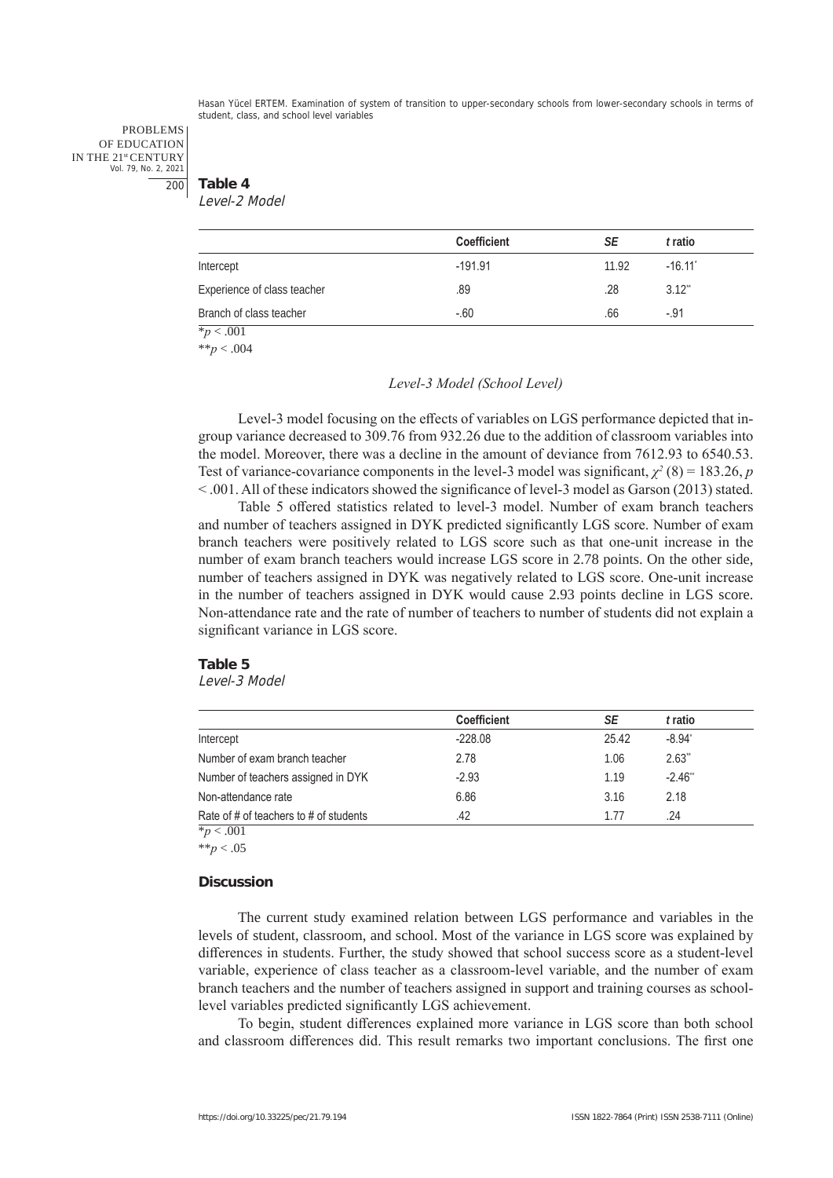**Table 4**
*Level-2 Model*

| | Coefficient | *SE* | *t* ratio |
|---|---|---|---|
| Intercept | -191.91 | 11.92 | -16.11* |
| Experience of class teacher | .89 | .28 | 3.12** |
| Branch of class teacher | -.60 | .66 | -.91 |

*$p < .001$

**$p < .004$

### *Level-3 Model (School Level)*

Level-3 model focusing on the effects of variables on LGS performance depicted that in-group variance decreased to 309.76 from 932.26 due to the addition of classroom variables into the model. Moreover, there was a decline in the amount of deviance from 7612.93 to 6540.53. Test of variance-covariance components in the level-3 model was significant, $\chi^2$ (8) = 183.26, $p < .001$. All of these indicators showed the significance of level-3 model as Garson (2013) stated.

Table 5 offered statistics related to level-3 model. Number of exam branch teachers and number of teachers assigned in DYK predicted significantly LGS score. Number of exam branch teachers were positively related to LGS score such as that one-unit increase in the number of exam branch teachers would increase LGS score in 2.78 points. On the other side, number of teachers assigned in DYK was negatively related to LGS score. One-unit increase in the number of teachers assigned in DYK would cause 2.93 points decline in LGS score. Non-attendance rate and the rate of number of teachers to number of students did not explain a significant variance in LGS score.

**Table 5**
*Level-3 Model*

| | Coefficient | *SE* | *t* ratio |
|---|---|---|---|
| Intercept | -228.08 | 25.42 | -8.94* |
| Number of exam branch teacher | 2.78 | 1.06 | 2.63** |
| Number of teachers assigned in DYK | -2.93 | 1.19 | -2.46** |
| Non-attendance rate | 6.86 | 3.16 | 2.18 |
| Rate of # of teachers to # of students | .42 | 1.77 | .24 |

*$p < .001$

**$p < .05$

## Discussion

The current study examined relation between LGS performance and variables in the levels of student, classroom, and school. Most of the variance in LGS score was explained by differences in students. Further, the study showed that school success score as a student-level variable, experience of class teacher as a classroom-level variable, and the number of exam branch teachers and the number of teachers assigned in support and training courses as school-level variables predicted significantly LGS achievement.

To begin, student differences explained more variance in LGS score than both school and classroom differences did. This result remarks two important conclusions. The first one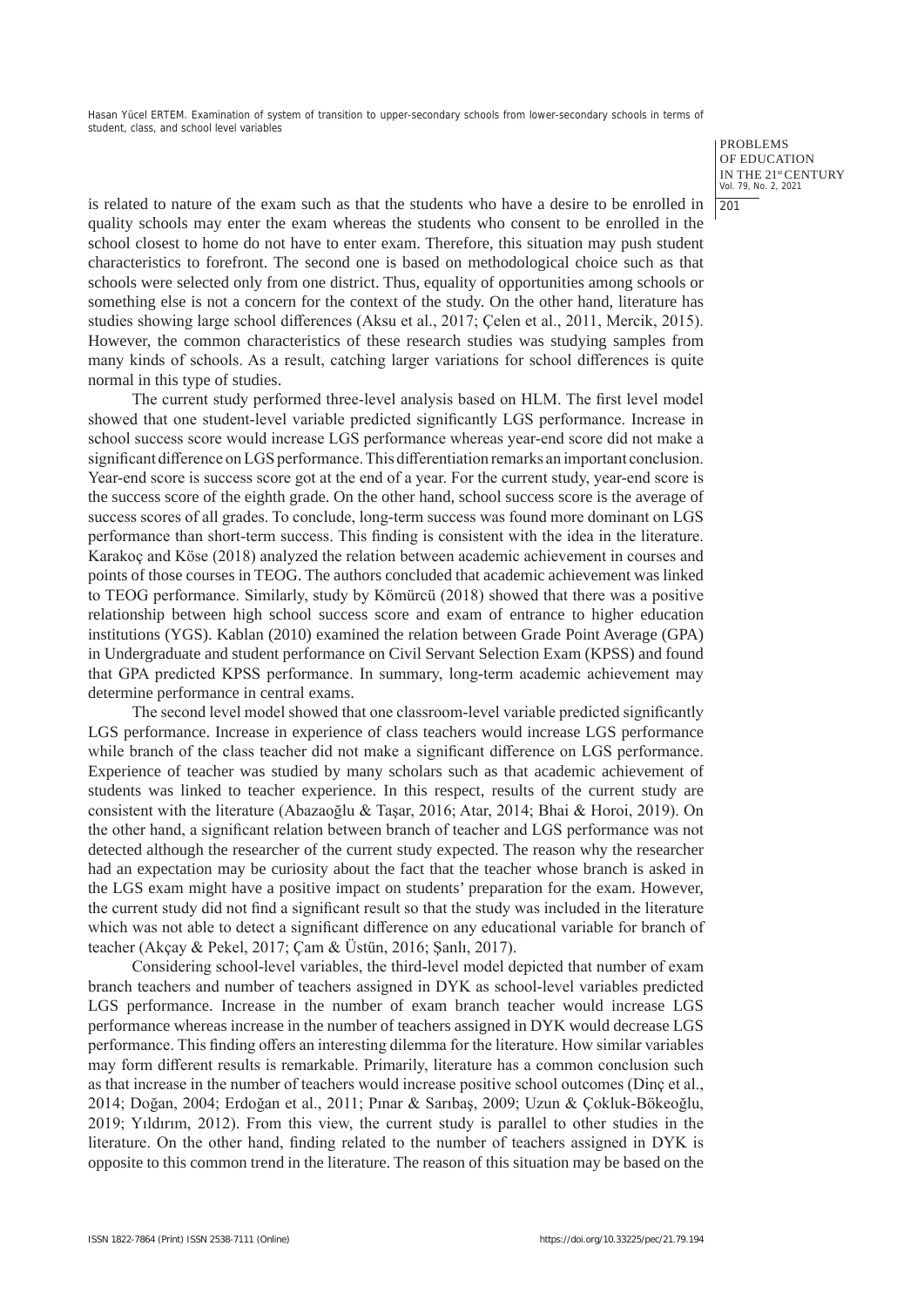is related to nature of the exam such as that the students who have a desire to be enrolled in quality schools may enter the exam whereas the students who consent to be enrolled in the school closest to home do not have to enter exam. Therefore, this situation may push student characteristics to forefront. The second one is based on methodological choice such as that schools were selected only from one district. Thus, equality of opportunities among schools or something else is not a concern for the context of the study. On the other hand, literature has studies showing large school differences (Aksu et al., 2017; Çelen et al., 2011, Mercik, 2015). However, the common characteristics of these research studies was studying samples from many kinds of schools. As a result, catching larger variations for school differences is quite normal in this type of studies.

The current study performed three-level analysis based on HLM. The first level model showed that one student-level variable predicted significantly LGS performance. Increase in school success score would increase LGS performance whereas year-end score did not make a significant difference on LGS performance. This differentiation remarks an important conclusion. Year-end score is success score got at the end of a year. For the current study, year-end score is the success score of the eighth grade. On the other hand, school success score is the average of success scores of all grades. To conclude, long-term success was found more dominant on LGS performance than short-term success. This finding is consistent with the idea in the literature. Karakoç and Köse (2018) analyzed the relation between academic achievement in courses and points of those courses in TEOG. The authors concluded that academic achievement was linked to TEOG performance. Similarly, study by Kömürcü (2018) showed that there was a positive relationship between high school success score and exam of entrance to higher education institutions (YGS). Kablan (2010) examined the relation between Grade Point Average (GPA) in Undergraduate and student performance on Civil Servant Selection Exam (KPSS) and found that GPA predicted KPSS performance. In summary, long-term academic achievement may determine performance in central exams.

The second level model showed that one classroom-level variable predicted significantly LGS performance. Increase in experience of class teachers would increase LGS performance while branch of the class teacher did not make a significant difference on LGS performance. Experience of teacher was studied by many scholars such as that academic achievement of students was linked to teacher experience. In this respect, results of the current study are consistent with the literature (Abazaoğlu & Taşar, 2016; Atar, 2014; Bhai & Horoi, 2019). On the other hand, a significant relation between branch of teacher and LGS performance was not detected although the researcher of the current study expected. The reason why the researcher had an expectation may be curiosity about the fact that the teacher whose branch is asked in the LGS exam might have a positive impact on students' preparation for the exam. However, the current study did not find a significant result so that the study was included in the literature which was not able to detect a significant difference on any educational variable for branch of teacher (Akçay & Pekel, 2017; Çam & Üstün, 2016; Şanlı, 2017).

Considering school-level variables, the third-level model depicted that number of exam branch teachers and number of teachers assigned in DYK as school-level variables predicted LGS performance. Increase in the number of exam branch teacher would increase LGS performance whereas increase in the number of teachers assigned in DYK would decrease LGS performance. This finding offers an interesting dilemma for the literature. How similar variables may form different results is remarkable. Primarily, literature has a common conclusion such as that increase in the number of teachers would increase positive school outcomes (Dinç et al., 2014; Doğan, 2004; Erdoğan et al., 2011; Pınar & Sarıbaş, 2009; Uzun & Çokluk-Bökeoğlu, 2019; Yıldırım, 2012). From this view, the current study is parallel to other studies in the literature. On the other hand, finding related to the number of teachers assigned in DYK is opposite to this common trend in the literature. The reason of this situation may be based on the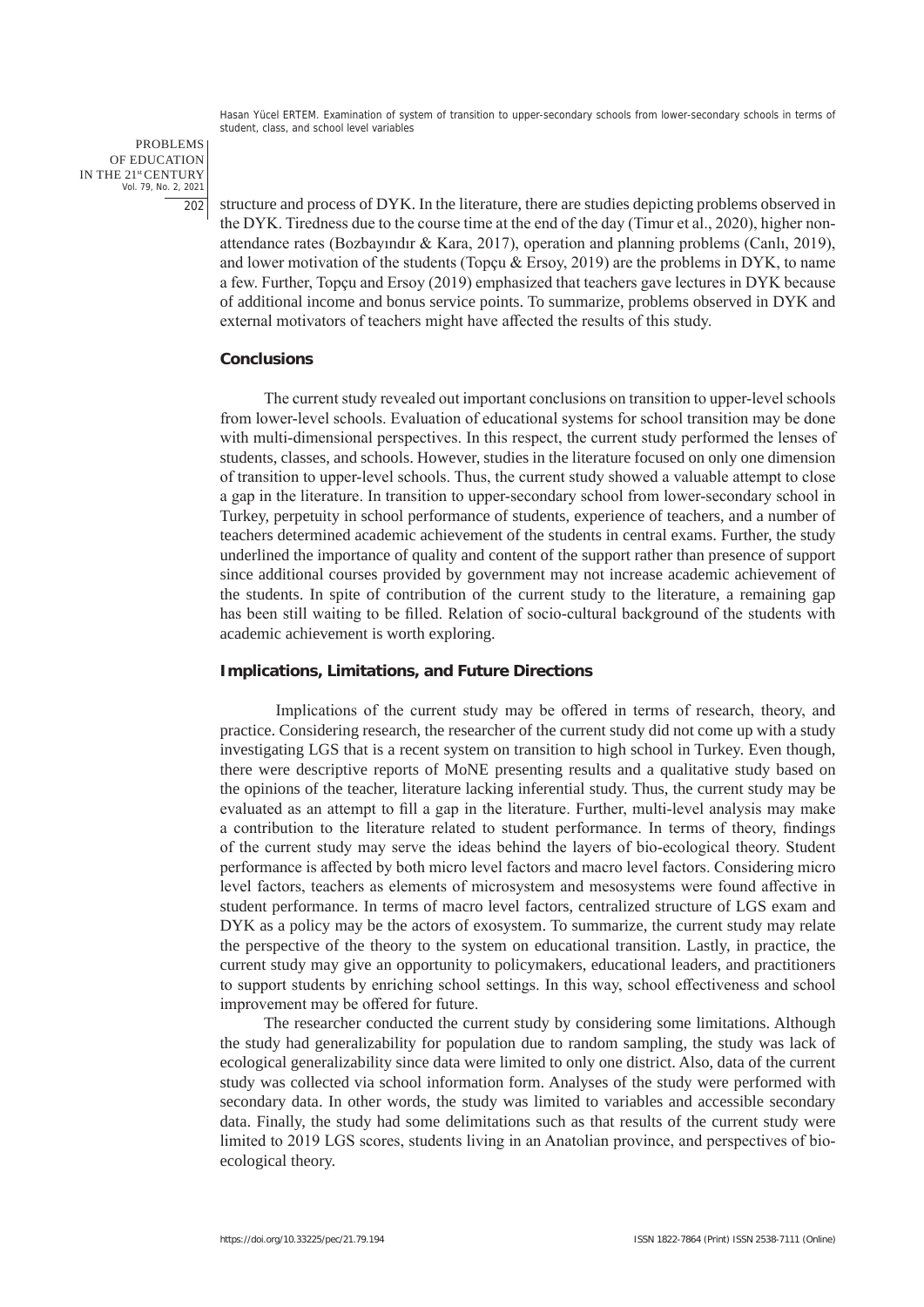structure and process of DYK. In the literature, there are studies depicting problems observed in the DYK. Tiredness due to the course time at the end of the day (Timur et al., 2020), higher non-attendance rates (Bozbayındır & Kara, 2017), operation and planning problems (Canlı, 2019), and lower motivation of the students (Topçu & Ersoy, 2019) are the problems in DYK, to name a few. Further, Topçu and Ersoy (2019) emphasized that teachers gave lectures in DYK because of additional income and bonus service points. To summarize, problems observed in DYK and external motivators of teachers might have affected the results of this study.

## Conclusions

The current study revealed out important conclusions on transition to upper-level schools from lower-level schools. Evaluation of educational systems for school transition may be done with multi-dimensional perspectives. In this respect, the current study performed the lenses of students, classes, and schools. However, studies in the literature focused on only one dimension of transition to upper-level schools. Thus, the current study showed a valuable attempt to close a gap in the literature. In transition to upper-secondary school from lower-secondary school in Turkey, perpetuity in school performance of students, experience of teachers, and a number of teachers determined academic achievement of the students in central exams. Further, the study underlined the importance of quality and content of the support rather than presence of support since additional courses provided by government may not increase academic achievement of the students. In spite of contribution of the current study to the literature, a remaining gap has been still waiting to be filled. Relation of socio-cultural background of the students with academic achievement is worth exploring.

## Implications, Limitations, and Future Directions

Implications of the current study may be offered in terms of research, theory, and practice. Considering research, the researcher of the current study did not come up with a study investigating LGS that is a recent system on transition to high school in Turkey. Even though, there were descriptive reports of MoNE presenting results and a qualitative study based on the opinions of the teacher, literature lacking inferential study. Thus, the current study may be evaluated as an attempt to fill a gap in the literature. Further, multi-level analysis may make a contribution to the literature related to student performance. In terms of theory, findings of the current study may serve the ideas behind the layers of bio-ecological theory. Student performance is affected by both micro level factors and macro level factors. Considering micro level factors, teachers as elements of microsystem and mesosystems were found affective in student performance. In terms of macro level factors, centralized structure of LGS exam and DYK as a policy may be the actors of exosystem. To summarize, the current study may relate the perspective of the theory to the system on educational transition. Lastly, in practice, the current study may give an opportunity to policymakers, educational leaders, and practitioners to support students by enriching school settings. In this way, school effectiveness and school improvement may be offered for future.

The researcher conducted the current study by considering some limitations. Although the study had generalizability for population due to random sampling, the study was lack of ecological generalizability since data were limited to only one district. Also, data of the current study was collected via school information form. Analyses of the study were performed with secondary data. In other words, the study was limited to variables and accessible secondary data. Finally, the study had some delimitations such as that results of the current study were limited to 2019 LGS scores, students living in an Anatolian province, and perspectives of bio-ecological theory.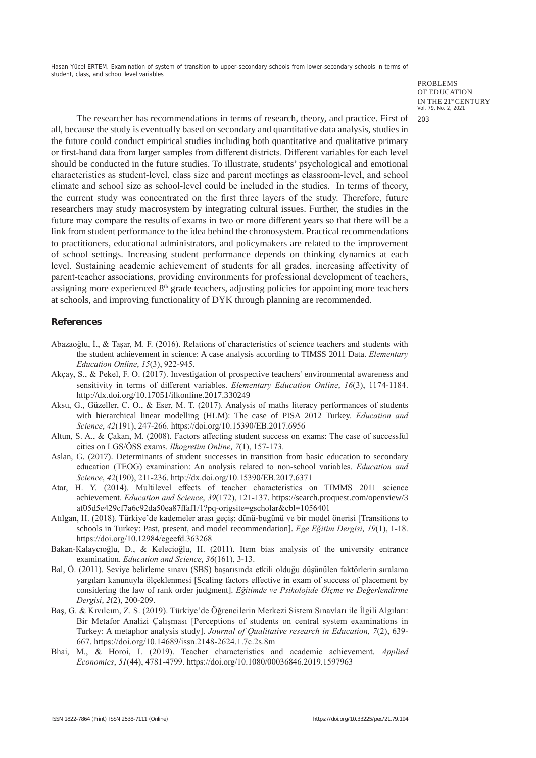The researcher has recommendations in terms of research, theory, and practice. First of all, because the study is eventually based on secondary and quantitative data analysis, studies in the future could conduct empirical studies including both quantitative and qualitative primary or first-hand data from larger samples from different districts. Different variables for each level should be conducted in the future studies. To illustrate, students' psychological and emotional characteristics as student-level, class size and parent meetings as classroom-level, and school climate and school size as school-level could be included in the studies. In terms of theory, the current study was concentrated on the first three layers of the study. Therefore, future researchers may study macrosystem by integrating cultural issues. Further, the studies in the future may compare the results of exams in two or more different years so that there will be a link from student performance to the idea behind the chronosystem. Practical recommendations to practitioners, educational administrators, and policymakers are related to the improvement of school settings. Increasing student performance depends on thinking dynamics at each level. Sustaining academic achievement of students for all grades, increasing affectivity of parent-teacher associations, providing environments for professional development of teachers, assigning more experienced 8th grade teachers, adjusting policies for appointing more teachers at schools, and improving functionality of DYK through planning are recommended.

## References

Abazaoğlu, İ., & Taşar, M. F. (2016). Relations of characteristics of science teachers and students with the student achievement in science: A case analysis according to TIMSS 2011 Data. *Elementary Education Online*, *15*(3), 922-945.

Akçay, S., & Pekel, F. O. (2017). Investigation of prospective teachers' environmental awareness and sensitivity in terms of different variables. *Elementary Education Online*, *16*(3), 1174-1184. http://dx.doi.org/10.17051/ilkonline.2017.330249

Aksu, G., Güzeller, C. O., & Eser, M. T. (2017). Analysis of maths literacy performances of students with hierarchical linear modelling (HLM): The case of PISA 2012 Turkey. *Education and Science*, *42*(191), 247-266. https://doi.org/10.15390/EB.2017.6956

Altun, S. A., & Çakan, M. (2008). Factors affecting student success on exams: The case of successful cities on LGS/ÖSS exams. *Ilkogretim Online*, *7*(1), 157-173.

Aslan, G. (2017). Determinants of student successes in transition from basic education to secondary education (TEOG) examination: An analysis related to non-school variables. *Education and Science*, *42*(190), 211-236. http://dx.doi.org/10.15390/EB.2017.6371

Atar, H. Y. (2014). Multilevel effects of teacher characteristics on TIMMS 2011 science achievement. *Education and Science*, *39*(172), 121-137. https://search.proquest.com/openview/3af05d5e429cf7a6c92da50ea87ffaf1/1?pq-origsite=gscholar&cbl=1056401

Atılgan, H. (2018). Türkiye'de kademeler arası geçiş: dünü-bugünü ve bir model önerisi [Transitions to schools in Turkey: Past, present, and model recommendation]. *Ege Eğitim Dergisi*, *19*(1), 1-18. https://doi.org/10.12984/egeefd.363268

Bakan-Kalaycıoğlu, D., & Kelecioğlu, H. (2011). Item bias analysis of the university entrance examination. *Education and Science*, *36*(161), 3-13.

Bal, Ö. (2011). Seviye belirleme sınavı (SBS) başarısında etkili olduğu düşünülen faktörlerin sıralama yargıları kanunuyla ölçeklenmesi [Scaling factors effective in exam of success of placement by considering the law of rank order judgment]. *Eğitimde ve Psikolojide Ölçme ve Değerlendirme Dergisi*, *2*(2), 200-209.

Baş, G. & Kıvılcım, Z. S. (2019). Türkiye'de Öğrencilerin Merkezi Sistem Sınavları ile İlgili Algıları: Bir Metafor Analizi Çalışması [Perceptions of students on central system examinations in Turkey: A metaphor analysis study]. *Journal of Qualitative research in Education, 7*(2), 639-667. https://doi.org/10.14689/issn.2148-2624.1.7c.2s.8m

Bhai, M., & Horoi, I. (2019). Teacher characteristics and academic achievement. *Applied Economics*, *51*(44), 4781-4799. https://doi.org/10.1080/00036846.2019.1597963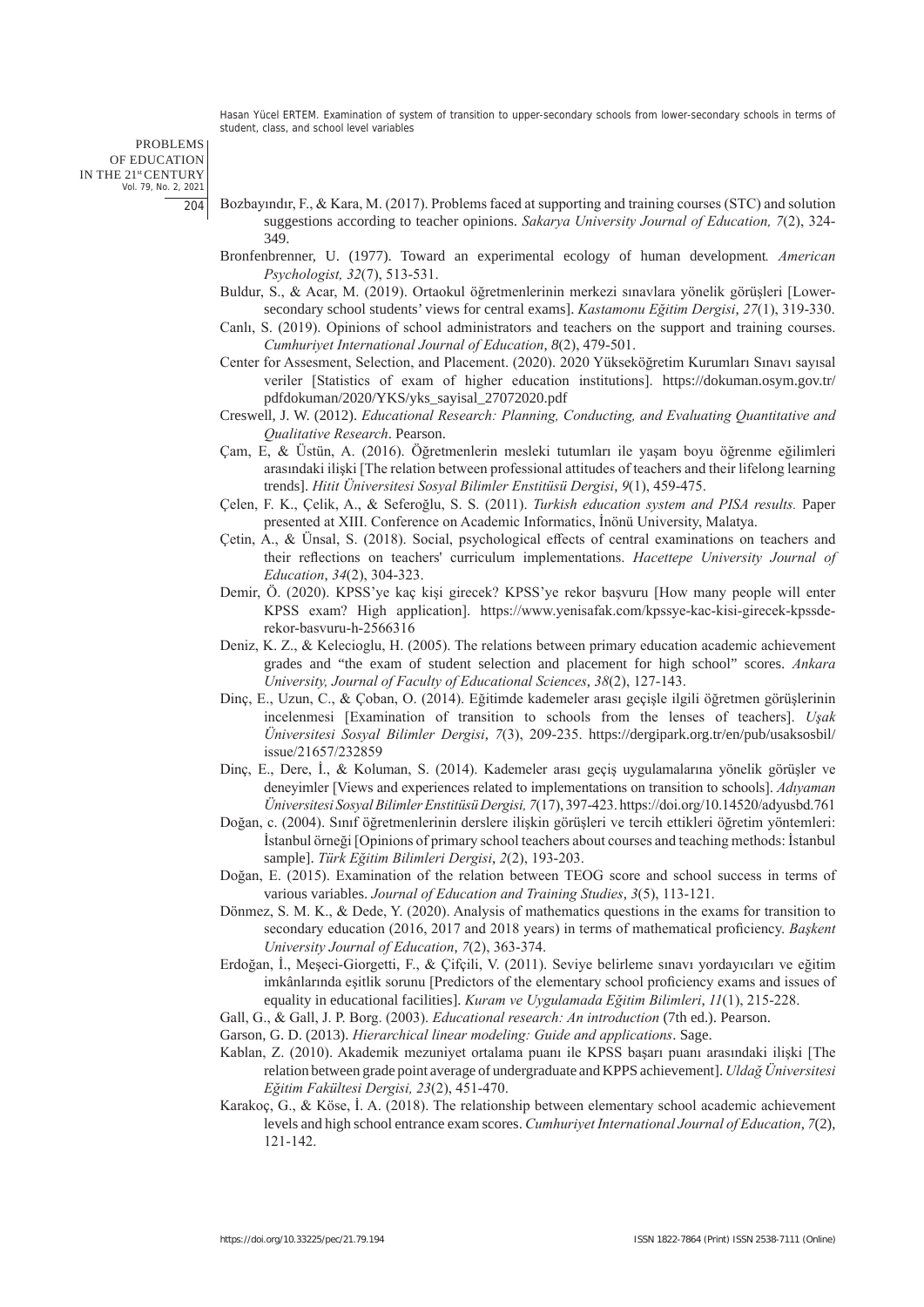Bozbayındır, F., & Kara, M. (2017). Problems faced at supporting and training courses (STC) and solution suggestions according to teacher opinions. *Sakarya University Journal of Education, 7*(2), 324-349.

Bronfenbrenner, U. (1977). Toward an experimental ecology of human development*. American Psychologist, 32*(7), 513-531.

Buldur, S., & Acar, M. (2019). Ortaokul öğretmenlerinin merkezi sınavlara yönelik görüşleri [Lower-secondary school students' views for central exams]. *Kastamonu Eğitim Dergisi*, *27*(1), 319-330.

Canlı, S. (2019). Opinions of school administrators and teachers on the support and training courses. *Cumhuriyet International Journal of Education*, *8*(2), 479-501.

Center for Assesment, Selection, and Placement. (2020). 2020 Yükseköğretim Kurumları Sınavı sayısal veriler [Statistics of exam of higher education institutions]. https://dokuman.osym.gov.tr/pdfdokuman/2020/YKS/yks_sayisal_27072020.pdf

Creswell, J. W. (2012). *Educational Research: Planning, Conducting, and Evaluating Quantitative and Qualitative Research*. Pearson.

Çam, E, & Üstün, A. (2016). Öğretmenlerin mesleki tutumları ile yaşam boyu öğrenme eğilimleri arasındaki ilişki [The relation between professional attitudes of teachers and their lifelong learning trends]. *Hitit Üniversitesi Sosyal Bilimler Enstitüsü Dergisi*, *9*(1), 459-475.

Çelen, F. K., Çelik, A., & Seferoğlu, S. S. (2011). *Turkish education system and PISA results.* Paper presented at XIII. Conference on Academic Informatics, İnönü University, Malatya.

Çetin, A., & Ünsal, S. (2018). Social, psychological effects of central examinations on teachers and their reflections on teachers' curriculum implementations. *Hacettepe University Journal of Education*, *34*(2), 304-323.

Demir, Ö. (2020). KPSS'ye kaç kişi girecek? KPSS'ye rekor başvuru [How many people will enter KPSS exam? High application]. https://www.yenisafak.com/kpssye-kac-kisi-girecek-kpssde-rekor-basvuru-h-2566316

Deniz, K. Z., & Kelecioglu, H. (2005). The relations between primary education academic achievement grades and "the exam of student selection and placement for high school" scores. *Ankara University, Journal of Faculty of Educational Sciences*, *38*(2), 127-143.

Dinç, E., Uzun, C., & Çoban, O. (2014). Eğitimde kademeler arası geçişle ilgili öğretmen görüşlerinin incelenmesi [Examination of transition to schools from the lenses of teachers]. *Uşak Üniversitesi Sosyal Bilimler Dergisi*, *7*(3), 209-235. https://dergipark.org.tr/en/pub/usaksosbil/issue/21657/232859

Dinç, E., Dere, İ., & Koluman, S. (2014). Kademeler arası geçiş uygulamalarına yönelik görüşler ve deneyimler [Views and experiences related to implementations on transition to schools]. *Adıyaman Üniversitesi Sosyal Bilimler Enstitüsü Dergisi, 7*(17), 397-423. https://doi.org/10.14520/adyusbd.761

Doğan, c. (2004). Sınıf öğretmenlerinin derslere ilişkin görüşleri ve tercih ettikleri öğretim yöntemleri: İstanbul örneği [Opinions of primary school teachers about courses and teaching methods: İstanbul sample]. *Türk Eğitim Bilimleri Dergisi*, *2*(2), 193-203.

Doğan, E. (2015). Examination of the relation between TEOG score and school success in terms of various variables. *Journal of Education and Training Studies*, *3*(5), 113-121.

Dönmez, S. M. K., & Dede, Y. (2020). Analysis of mathematics questions in the exams for transition to secondary education (2016, 2017 and 2018 years) in terms of mathematical proficiency. *Başkent University Journal of Education*, *7*(2), 363-374.

Erdoğan, İ., Meşeci-Giorgetti, F., & Çifçili, V. (2011). Seviye belirleme sınavı yordayıcıları ve eğitim imkânlarında eşitlik sorunu [Predictors of the elementary school proficiency exams and issues of equality in educational facilities]. *Kuram ve Uygulamada Eğitim Bilimleri*, *11*(1), 215-228.

Gall, G., & Gall, J. P. Borg. (2003). *Educational research: An introduction* (7th ed.). Pearson.

Garson, G. D. (2013). *Hierarchical linear modeling: Guide and applications*. Sage.

Kablan, Z. (2010). Akademik mezuniyet ortalama puanı ile KPSS başarı puanı arasındaki ilişki [The relation between grade point average of undergraduate and KPPS achievement]. *Uldağ Üniversitesi Eğitim Fakültesi Dergisi, 23*(2), 451-470.

Karakoç, G., & Köse, İ. A. (2018). The relationship between elementary school academic achievement levels and high school entrance exam scores. *Cumhuriyet International Journal of Education*, *7*(2), 121-142.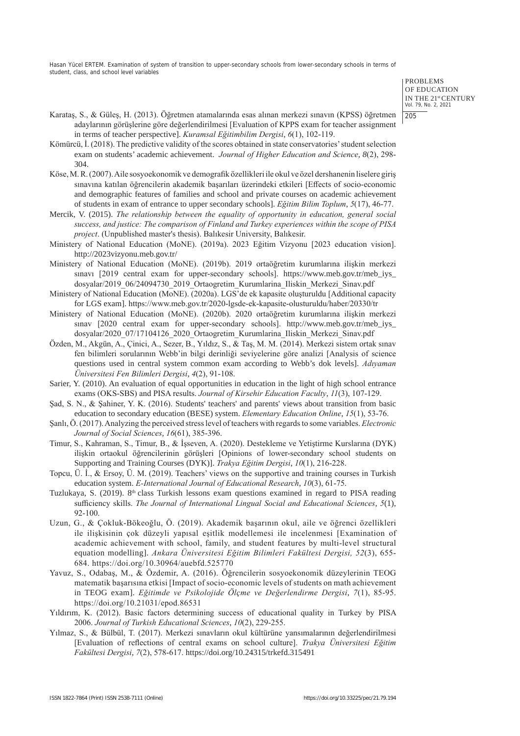Karataş, S., & Güleş, H. (2013). Öğretmen atamalarında esas alınan merkezi sınavın (KPSS) öğretmen adaylarının görüşlerine göre değerlendirilmesi [Evaluation of KPPS exam for teacher assignment in terms of teacher perspective]. *Kuramsal Eğitimbilim Dergisi*, *6*(1), 102-119.

Kömürcü, İ. (2018). The predictive validity of the scores obtained in state conservatories' student selection exam on students' academic achievement. *Journal of Higher Education and Science*, *8*(2), 298-304.

Köse, M. R. (2007). Aile sosyoekonomik ve demografik özellikleri ile okul ve özel dershanenin liselere giriş sınavına katılan öğrencilerin akademik başarıları üzerindeki etkileri [Effects of socio-economic and demographic features of families and school and private courses on academic achievement of students in exam of entrance to upper secondary schools]. *Eğitim Bilim Toplum*, *5*(17), 46-77.

Mercik, V. (2015). *The relationship between the equality of opportunity in education, general social success, and justice: The comparison of Finland and Turkey experiences within the scope of PISA project*. (Unpublished master's thesis). Balıkesir University, Balıkesir.

Ministery of National Education (MoNE). (2019a). 2023 Eğitim Vizyonu [2023 education vision]. http://2023vizyonu.meb.gov.tr/

Ministery of National Education (MoNE). (2019b). 2019 ortaöğretim kurumlarına ilişkin merkezi sınavı [2019 central exam for upper-secondary schools]. https://www.meb.gov.tr/meb_iys_dosyalar/2019_06/24094730_2019_Ortaogretim_Kurumlarina_Iliskin_Merkezi_Sinav.pdf

Ministery of National Education (MoNE). (2020a). LGS'de ek kapasite oluşturuldu [Additional capacity for LGS exam]. https://www.meb.gov.tr/2020-lgsde-ek-kapasite-olusturuldu/haber/20330/tr

Ministery of National Education (MoNE). (2020b). 2020 ortaöğretim kurumlarına ilişkin merkezi sınav [2020 central exam for upper-secondary schools]. http://www.meb.gov.tr/meb_iys_dosyalar/2020_07/17104126_2020_Ortaogretim_Kurumlarina_Iliskin_Merkezi_Sinav.pdf

Özden, M., Akgün, A., Çinici, A., Sezer, B., Yıldız, S., & Taş, M. M. (2014). Merkezi sistem ortak sınav fen bilimleri sorularının Webb'in bilgi derinliği seviyelerine göre analizi [Analysis of science questions used in central system common exam according to Webb's dok levels]. *Adıyaman Üniversitesi Fen Bilimleri Dergisi*, *4*(2), 91-108.

Sarier, Y. (2010). An evaluation of equal opportunities in education in the light of high school entrance exams (OKS-SBS) and PISA results. *Journal of Kirsehir Education Faculty*, *11*(3), 107-129.

Şad, S. N., & Şahiner, Y. K. (2016). Students' teachers' and parents' views about transition from basic education to secondary education (BESE) system. *Elementary Education Online*, *15*(1), 53-76.

Şanlı, Ö. (2017). Analyzing the perceived stress level of teachers with regards to some variables. *Electronic Journal of Social Sciences*, *16*(61), 385-396.

Timur, S., Kahraman, S., Timur, B., & İşseven, A. (2020). Destekleme ve Yetiştirme Kurslarına (DYK) ilişkin ortaokul öğrencilerinin görüşleri [Opinions of lower-secondary school students on Supporting and Training Courses (DYK)]. *Trakya Eğitim Dergisi*, *10*(1), 216-228.

Topcu, Ü. İ., & Ersoy, Ü. M. (2019). Teachers' views on the supportive and training courses in Turkish education system. *E-International Journal of Educational Research*, *10*(3), 61-75.

Tuzlukaya, S. (2019). 8th class Turkish lessons exam questions examined in regard to PISA reading sufficiency skills. *The Journal of International Lingual Social and Educational Sciences*, *5*(1), 92-100.

Uzun, G., & Çokluk-Bökeoğlu, Ö. (2019). Akademik başarının okul, aile ve öğrenci özellikleri ile ilişkisinin çok düzeyli yapısal eşitlik modellemesi ile incelenmesi [Examination of academic achievement with school, family, and student features by multi-level structural equation modelling]. *Ankara Üniversitesi Eğitim Bilimleri Fakültesi Dergisi, 52*(3), 655-684. https://doi.org/10.30964/auebfd.525770

Yavuz, S., Odabaş, M., & Özdemir, A. (2016). Öğrencilerin sosyoekonomik düzeylerinin TEOG matematik başarısına etkisi [Impact of socio-economic levels of students on math achievement in TEOG exam]. *Eğitimde ve Psikolojide Ölçme ve Değerlendirme Dergisi*, *7*(1), 85-95. https://doi.org/10.21031/epod.86531

Yıldırım, K. (2012). Basic factors determining success of educational quality in Turkey by PISA 2006. *Journal of Turkish Educational Sciences*, *10*(2), 229-255.

Yılmaz, S., & Bülbül, T. (2017). Merkezi sınavların okul kültürüne yansımalarının değerlendirilmesi [Evaluation of reflections of central exams on school culture]. *Trakya Üniversitesi Eğitim Fakültesi Dergisi*, *7*(2), 578-617. https://doi.org/10.24315/trkefd.315491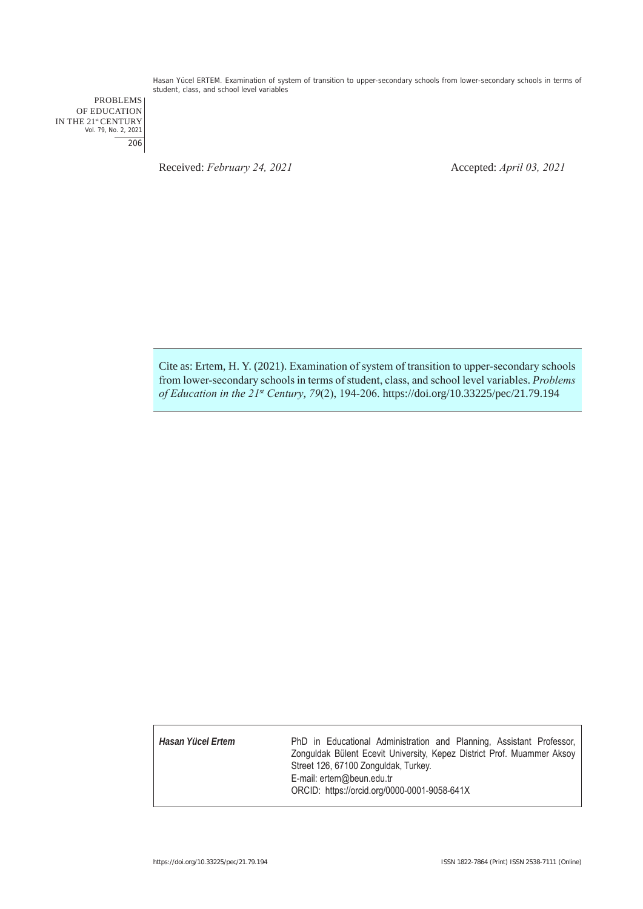Received: *February 24, 2021* Accepted: *April 03, 2021*

Cite as: Ertem, H. Y. (2021). Examination of system of transition to upper-secondary schools from lower-secondary schools in terms of student, class, and school level variables. *Problems of Education in the 21st Century*, *79*(2), 194-206. https://doi.org/10.33225/pec/21.79.194

| | |
|---|---|
| ***Hasan Yücel Ertem*** | PhD in Educational Administration and Planning, Assistant Professor, Zonguldak Bülent Ecevit University, Kepez District Prof. Muammer Aksoy Street 126, 67100 Zonguldak, Turkey.<br>E-mail: ertem@beun.edu.tr<br>ORCID: https://orcid.org/0000-0001-9058-641X |